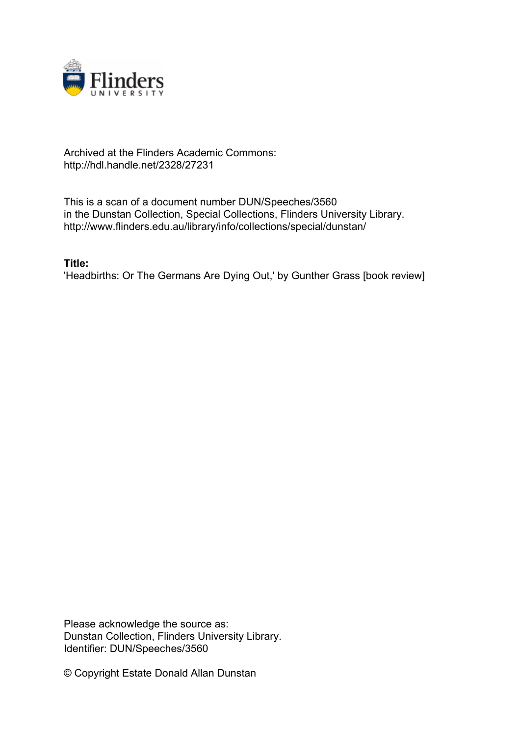Archived at the Flinders Academic Commons:
http://hdl.handle.net/2328/27231

This is a scan of a document number DUN/Speeches/3560
in the Dunstan Collection, Special Collections, Flinders University Library.
http://www.flinders.edu.au/library/info/collections/special/dunstan/

**Title:**
'Headbirths: Or The Germans Are Dying Out,' by Gunther Grass [book review]

Please acknowledge the source as:
Dunstan Collection, Flinders University Library.
Identifier: DUN/Speeches/3560

© Copyright Estate Donald Allan Dunstan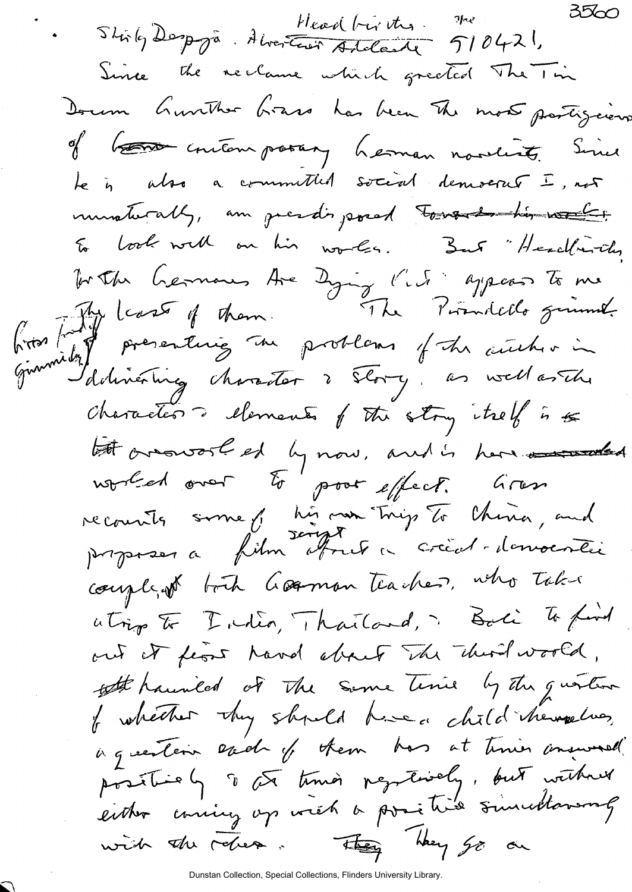3560

Shirley Despoja. Advertiser Adelaide The Headbirths. 510421.

Since the reclame which greeted The Tin Drum Gunther Grass has been the most prestigious of contemporary German novelists. Since he is also a committed social democrat I, not unnaturally, am predisposed ~~towards his works~~ to look well on his works. But "Headbirths Or The Germans Are Dying Out" appears to me the least of them. The Pirandello gimmick (Grass fondly gimmicky) presenting the problems of the author in delineating character & story, as well as the characters & elements of the story itself is ~~but~~ overworked by now, and is here ~~overworked~~ worked over to poor effect. Grass recounts some of his own trips to China, and proposes a film script about a social-democratic couple, both German teachers, who take a trip to India, Thailand, & Bali to find out at first hand about the third world, ~~all~~ haunted at the same time by the question of whether they should have a child themselves, a question each of them has at times answered positively & at times negatively, but without either coming up with a positive simultaneously with the other. ~~They~~ They go on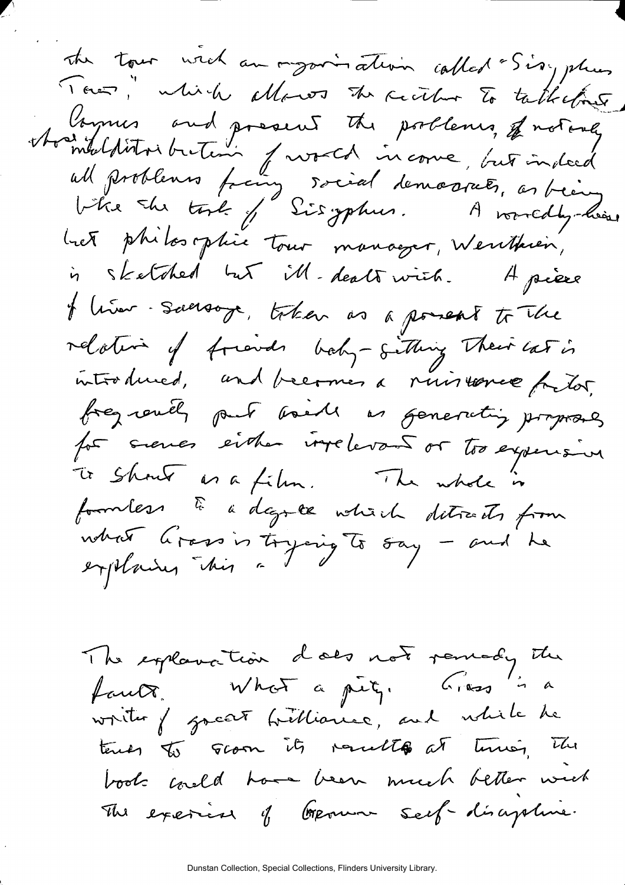the tour with an organization called "Sisyphus Tours," which allows the author to talk about Camus and present the problems, of not only the maldistribution of world income, but indeed all problems facing social democrats, as being like the task of Sisyphus. A worldly-wise but philosophic tour manager, Wenthien, is sketched but ill-dealt with. A piece of liver-sausage, taken as a present to the relations of friends baby-sitting their cat is introduced, and becomes a nuisance factor, frequently put aside as generating proposals for scenes either irrelevant or too expensive to shoot as a film. The whole is formless to a degree which detracts from what Grass is trying to say – and he explains this –

The explanation does not remedy the fault. What a pity. Grass is a writer of great brilliance, and while he tends to scorn its results at times, the book could have been much better with the exercise of German self-discipline.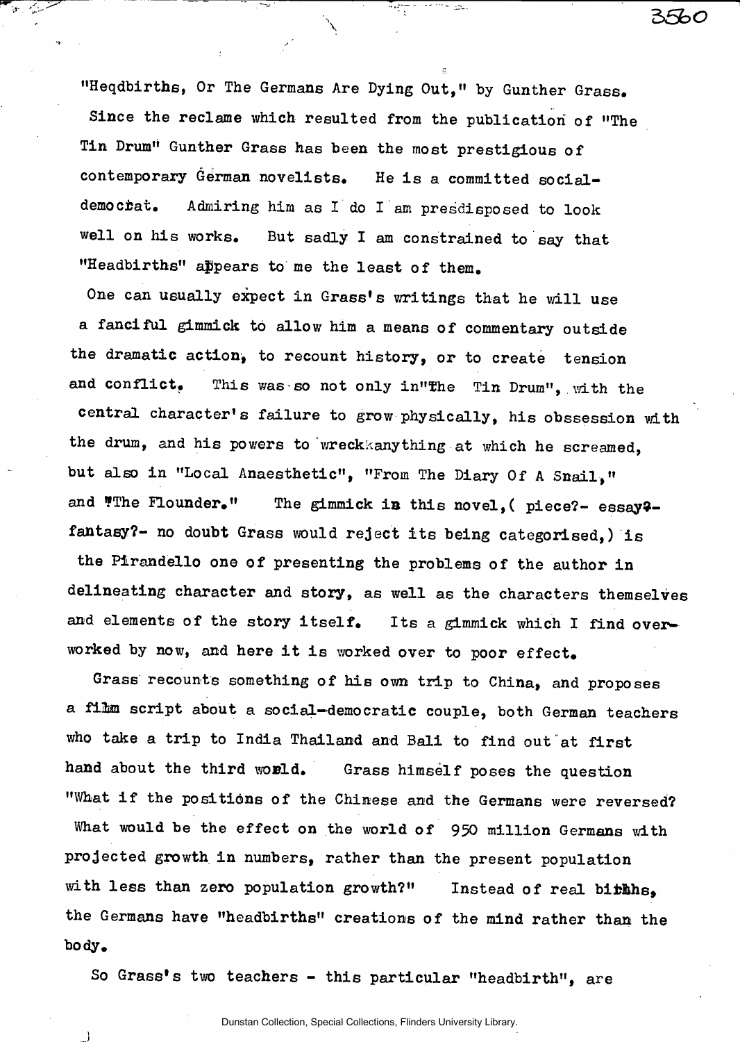"Heqdbirths, Or The Germans Are Dying Out," by Gunther Grass.

Since the reclame which resulted from the publication of "The Tin Drum" Gunther Grass has been the most prestigious of contemporary German novelists. He is a committed social-democrat. Admiring him as I do I am presdisposed to look well on his works. But sadly I am constrained to say that "Headbirths" appears to me the least of them.

One can usually expect in Grass's writings that he will use a fanciful gimmick to allow him a means of commentary outside the dramatic action, to recount history, or to create tension and conflict. This was so not only in "The Tin Drum", with the central character's failure to grow physically, his obssession with the drum, and his powers to wreck anything at which he screamed, but also in "Local Anaesthetic", "From The Diary Of A Snail," and "The Flounder." The gimmick in this novel, ( piece?- essay?- fantasy?- no doubt Grass would reject its being categorised,) is the Pirandello one of presenting the problems of the author in delineating character and story, as well as the characters themselves and elements of the story itself. Its a gimmick which I find over-worked by now, and here it is worked over to poor effect.

Grass recounts something of his own trip to China, and proposes a film script about a social-democratic couple, both German teachers who take a trip to India Thailand and Bali to find out at first hand about the third world. Grass himself poses the question "What if the positions of the Chinese and the Germans were reversed? What would be the effect on the world of 950 million Germans with projected growth in numbers, rather than the present population with less than zero population growth?" Instead of real births, the Germans have "headbirths" creations of the mind rather than the body.

So Grass's two teachers - this particular "headbirth", are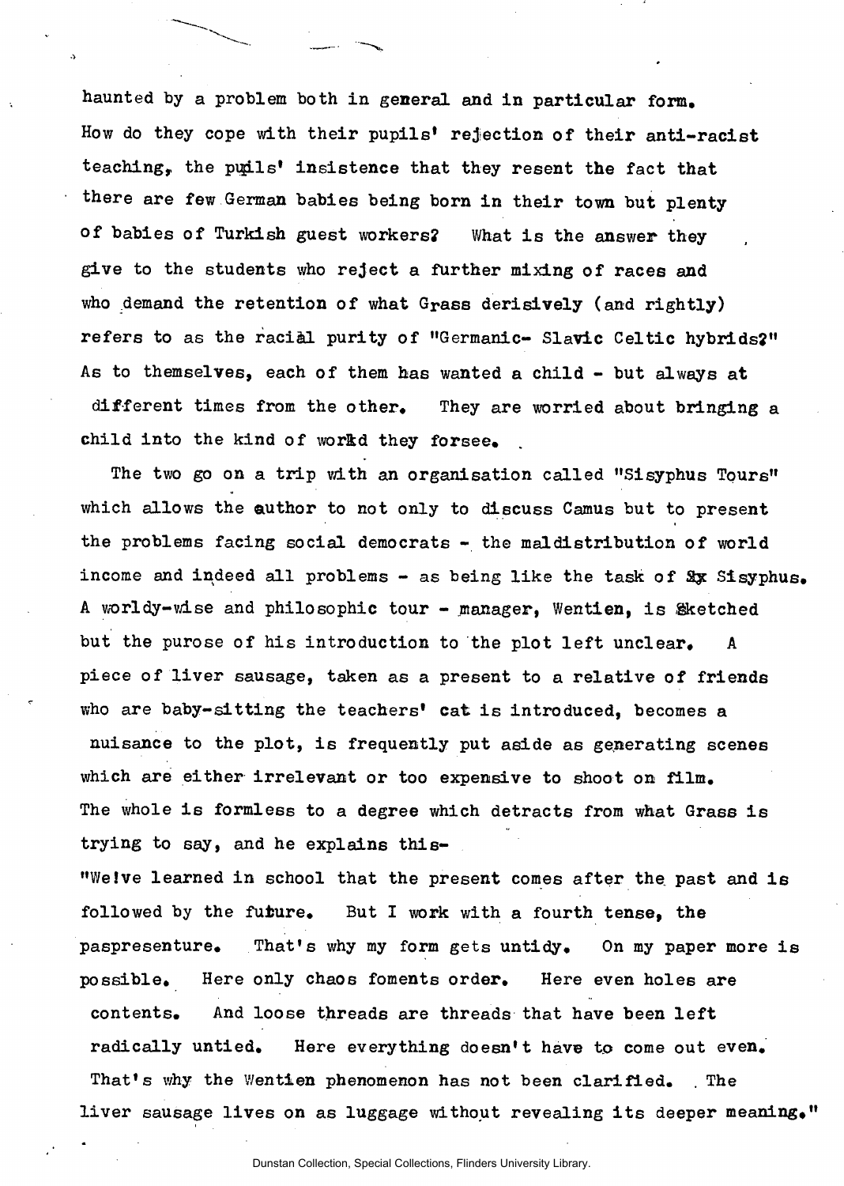haunted by a problem both in general and in particular form. How do they cope with their pupils' rejection of their anti-racist teaching, the pupils' insistence that they resent the fact that there are few German babies being born in their town but plenty of babies of Turkish guest workers? What is the answer they give to the students who reject a further mixing of races and who demand the retention of what Grass derisively (and rightly) refers to as the racial purity of "Germanic- Slavic Celtic hybrids?" As to themselves, each of them has wanted a child - but always at different times from the other. They are worried about bringing a child into the kind of workd they forsee.

The two go on a trip with an organisation called "Sisyphus Tours" which allows the author to not only to discuss Camus but to present the problems facing social democrats - the maldistribution of world income and indeed all problems - as being like the task of Sx Sisyphus. A worldy-wise and philosophic tour - manager, Wentien, is sketched but the purose of his introduction to the plot left unclear. A piece of liver sausage, taken as a present to a relative of friends who are baby-sitting the teachers' cat is introduced, becomes a nuisance to the plot, is frequently put aside as generating scenes which are either irrelevant or too expensive to shoot on film. The whole is formless to a degree which detracts from what Grass is trying to say, and he explains this-

"We've learned in school that the present comes after the past and is followed by the future. But I work with a fourth tense, the paspresenture. That's why my form gets untidy. On my paper more is possible. Here only chaos foments order. Here even holes are contents. And loose threads are threads that have been left radically untied. Here everything doesn't have to come out even. That's why the Wentien phenomenon has not been clarified. The liver sausage lives on as luggage without revealing its deeper meaning."